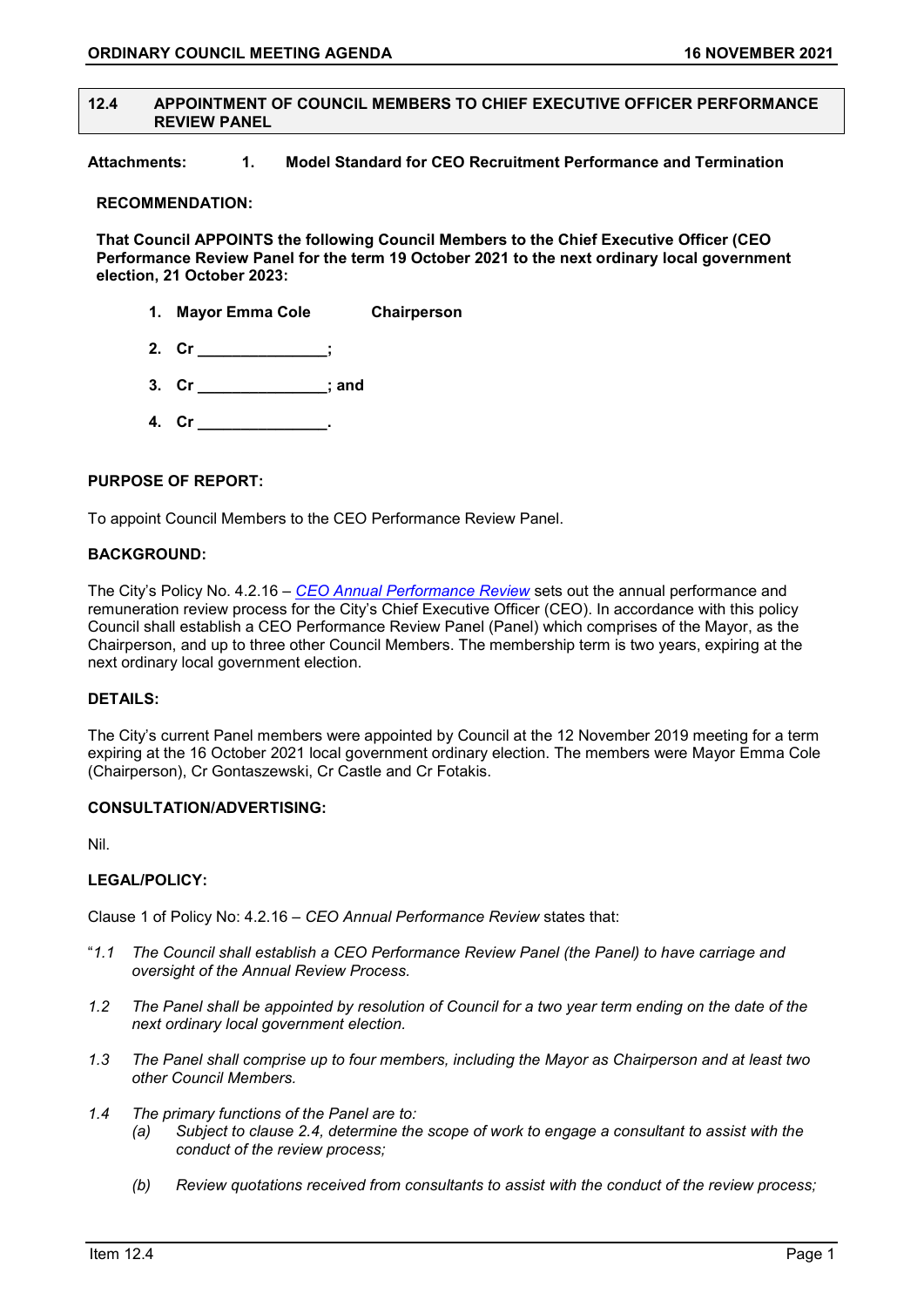## 12.4 APPOINTMENT OF COUNCIL MEMBERS TO CHIEF EXECUTIVE OFFICER PERFORMANCE REVIEW PANEL

**Attachments:** **1. Model Standard for CEO Recruitment Performance and Termination**

**RECOMMENDATION:**

**That Council APPOINTS the following Council Members to the Chief Executive Officer (CEO Performance Review Panel for the term 19 October 2021 to the next ordinary local government election, 21 October 2023:**

1. **Mayor Emma Cole Chairperson**
2. **Cr _______________;**
3. **Cr _______________; and**
4. **Cr _______________.**

**PURPOSE OF REPORT:**

To appoint Council Members to the CEO Performance Review Panel.

**BACKGROUND:**

The City's Policy No. 4.2.16 – *CEO Annual Performance Review* sets out the annual performance and remuneration review process for the City's Chief Executive Officer (CEO). In accordance with this policy Council shall establish a CEO Performance Review Panel (Panel) which comprises of the Mayor, as the Chairperson, and up to three other Council Members. The membership term is two years, expiring at the next ordinary local government election.

**DETAILS:**

The City's current Panel members were appointed by Council at the 12 November 2019 meeting for a term expiring at the 16 October 2021 local government ordinary election. The members were Mayor Emma Cole (Chairperson), Cr Gontaszewski, Cr Castle and Cr Fotakis.

**CONSULTATION/ADVERTISING:**

Nil.

**LEGAL/POLICY:**

Clause 1 of Policy No: 4.2.16 – *CEO Annual Performance Review* states that:

"*1.1 The Council shall establish a CEO Performance Review Panel (the Panel) to have carriage and oversight of the Annual Review Process.*

*1.2 The Panel shall be appointed by resolution of Council for a two year term ending on the date of the next ordinary local government election.*

*1.3 The Panel shall comprise up to four members, including the Mayor as Chairperson and at least two other Council Members.*

*1.4 The primary functions of the Panel are to:*

- *(a) Subject to clause 2.4, determine the scope of work to engage a consultant to assist with the conduct of the review process;*
- *(b) Review quotations received from consultants to assist with the conduct of the review process;*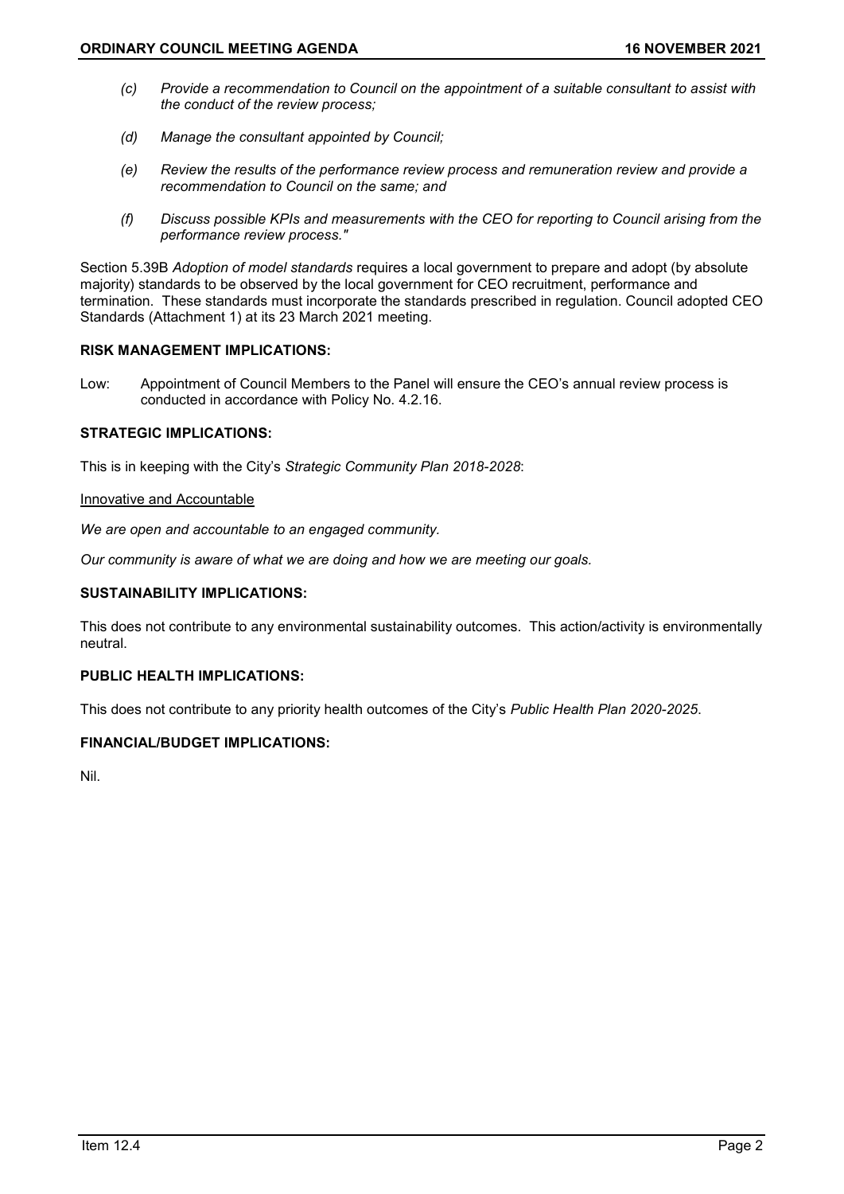*(c) Provide a recommendation to Council on the appointment of a suitable consultant to assist with the conduct of the review process;*

*(d) Manage the consultant appointed by Council;*

*(e) Review the results of the performance review process and remuneration review and provide a recommendation to Council on the same; and*

*(f) Discuss possible KPIs and measurements with the CEO for reporting to Council arising from the performance review process."*

Section 5.39B *Adoption of model standards* requires a local government to prepare and adopt (by absolute majority) standards to be observed by the local government for CEO recruitment, performance and termination. These standards must incorporate the standards prescribed in regulation. Council adopted CEO Standards (Attachment 1) at its 23 March 2021 meeting.

**RISK MANAGEMENT IMPLICATIONS:**

Low: Appointment of Council Members to the Panel will ensure the CEO's annual review process is conducted in accordance with Policy No. 4.2.16.

**STRATEGIC IMPLICATIONS:**

This is in keeping with the City's *Strategic Community Plan 2018-2028*:

<u>Innovative and Accountable</u>

*We are open and accountable to an engaged community.*

*Our community is aware of what we are doing and how we are meeting our goals.*

**SUSTAINABILITY IMPLICATIONS:**

This does not contribute to any environmental sustainability outcomes. This action/activity is environmentally neutral.

**PUBLIC HEALTH IMPLICATIONS:**

This does not contribute to any priority health outcomes of the City's *Public Health Plan 2020-2025*.

**FINANCIAL/BUDGET IMPLICATIONS:**

Nil.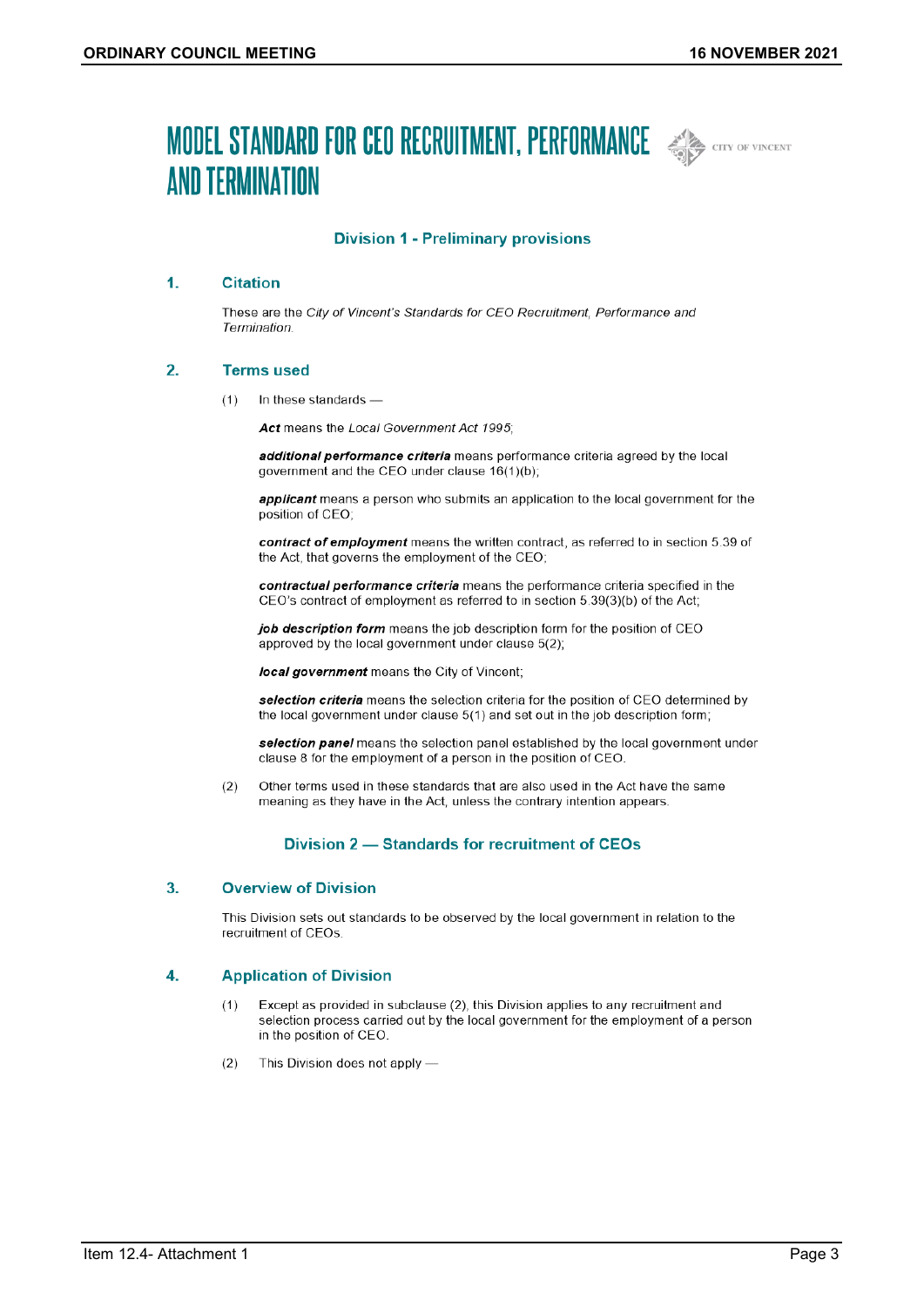# MODEL STANDARD FOR CEO RECRUITMENT, PERFORMANCE AND TERMINATION

## Division 1 - Preliminary provisions

### 1. Citation

These are the *City of Vincent's Standards for CEO Recruitment, Performance and Termination*.

### 2. Terms used

(1) In these standards —

***Act*** means the *Local Government Act 1995*;

***additional performance criteria*** means performance criteria agreed by the local government and the CEO under clause 16(1)(b);

***applicant*** means a person who submits an application to the local government for the position of CEO;

***contract of employment*** means the written contract, as referred to in section 5.39 of the Act, that governs the employment of the CEO;

***contractual performance criteria*** means the performance criteria specified in the CEO's contract of employment as referred to in section 5.39(3)(b) of the Act;

***job description form*** means the job description form for the position of CEO approved by the local government under clause 5(2);

***local government*** means the City of Vincent;

***selection criteria*** means the selection criteria for the position of CEO determined by the local government under clause 5(1) and set out in the job description form;

***selection panel*** means the selection panel established by the local government under clause 8 for the employment of a person in the position of CEO.

(2) Other terms used in these standards that are also used in the Act have the same meaning as they have in the Act, unless the contrary intention appears.

## Division 2 — Standards for recruitment of CEOs

### 3. Overview of Division

This Division sets out standards to be observed by the local government in relation to the recruitment of CEOs.

### 4. Application of Division

(1) Except as provided in subclause (2), this Division applies to any recruitment and selection process carried out by the local government for the employment of a person in the position of CEO.

(2) This Division does not apply —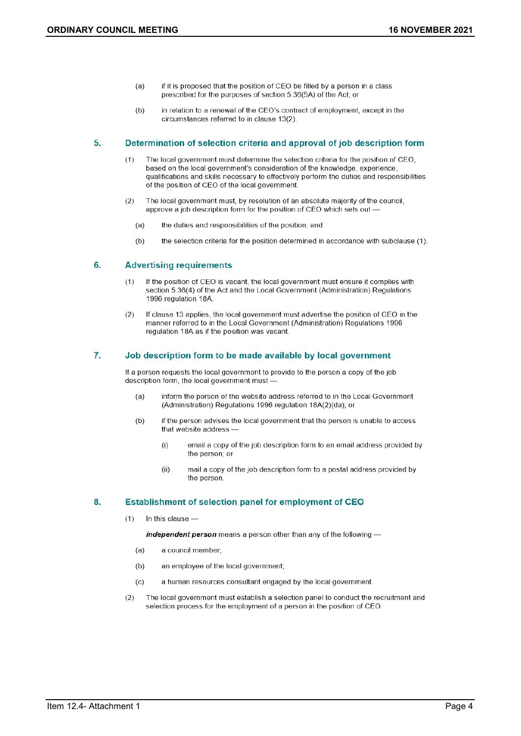(a) if it is proposed that the position of CEO be filled by a person in a class prescribed for the purposes of section 5.36(5A) of the Act; or

(b) in relation to a renewal of the CEO's contract of employment, except in the circumstances referred to in clause 13(2).

## 5. Determination of selection criteria and approval of job description form

(1) The local government must determine the selection criteria for the position of CEO, based on the local government's consideration of the knowledge, experience, qualifications and skills necessary to effectively perform the duties and responsibilities of the position of CEO of the local government.

(2) The local government must, by resolution of an absolute majority of the council, approve a job description form for the position of CEO which sets out —

(a) the duties and responsibilities of the position; and

(b) the selection criteria for the position determined in accordance with subclause (1).

## 6. Advertising requirements

(1) If the position of CEO is vacant, the local government must ensure it complies with section 5.36(4) of the Act and the Local Government (Administration) Regulations 1996 regulation 18A.

(2) If clause 13 applies, the local government must advertise the position of CEO in the manner referred to in the Local Government (Administration) Regulations 1996 regulation 18A as if the position was vacant.

## 7. Job description form to be made available by local government

If a person requests the local government to provide to the person a copy of the job description form, the local government must —

(a) inform the person of the website address referred to in the Local Government (Administration) Regulations 1996 regulation 18A(2)(da); or

(b) if the person advises the local government that the person is unable to access that website address —

(i) email a copy of the job description form to an email address provided by the person; or

(ii) mail a copy of the job description form to a postal address provided by the person.

## 8. Establishment of selection panel for employment of CEO

(1) In this clause —

***independent person*** means a person other than any of the following —

(a) a council member;

(b) an employee of the local government;

(c) a human resources consultant engaged by the local government.

(2) The local government must establish a selection panel to conduct the recruitment and selection process for the employment of a person in the position of CEO.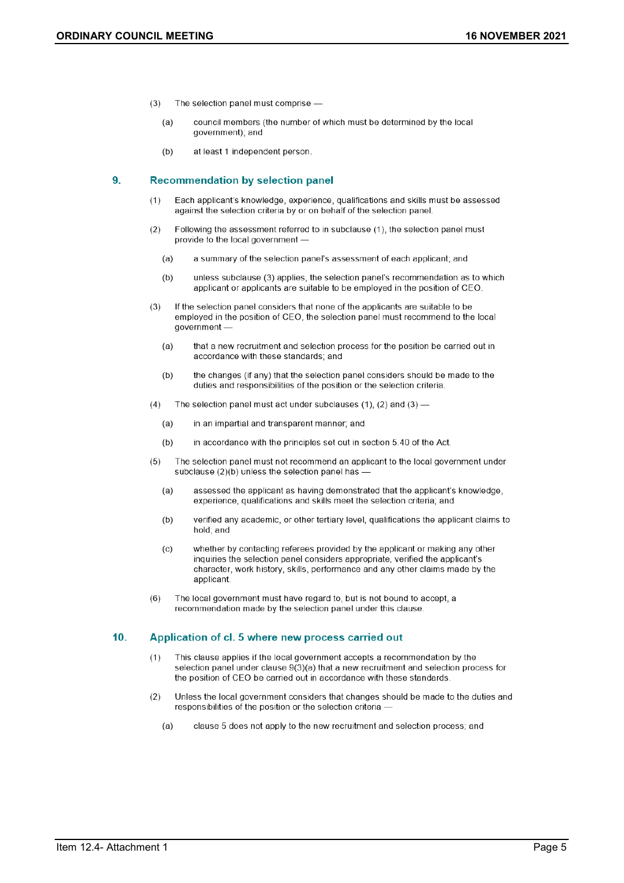(3) The selection panel must comprise —

  (a) council members (the number of which must be determined by the local government); and

  (b) at least 1 independent person.

## 9. Recommendation by selection panel

(1) Each applicant's knowledge, experience, qualifications and skills must be assessed against the selection criteria by or on behalf of the selection panel.

(2) Following the assessment referred to in subclause (1), the selection panel must provide to the local government —

  (a) a summary of the selection panel's assessment of each applicant; and

  (b) unless subclause (3) applies, the selection panel's recommendation as to which applicant or applicants are suitable to be employed in the position of CEO.

(3) If the selection panel considers that none of the applicants are suitable to be employed in the position of CEO, the selection panel must recommend to the local government —

  (a) that a new recruitment and selection process for the position be carried out in accordance with these standards; and

  (b) the changes (if any) that the selection panel considers should be made to the duties and responsibilities of the position or the selection criteria.

(4) The selection panel must act under subclauses (1), (2) and (3) —

  (a) in an impartial and transparent manner; and

  (b) in accordance with the principles set out in section 5.40 of the Act.

(5) The selection panel must not recommend an applicant to the local government under subclause (2)(b) unless the selection panel has —

  (a) assessed the applicant as having demonstrated that the applicant's knowledge, experience, qualifications and skills meet the selection criteria; and

  (b) verified any academic, or other tertiary level, qualifications the applicant claims to hold; and

  (c) whether by contacting referees provided by the applicant or making any other inquiries the selection panel considers appropriate, verified the applicant's character, work history, skills, performance and any other claims made by the applicant.

(6) The local government must have regard to, but is not bound to accept, a recommendation made by the selection panel under this clause.

## 10. Application of cl. 5 where new process carried out

(1) This clause applies if the local government accepts a recommendation by the selection panel under clause 9(3)(a) that a new recruitment and selection process for the position of CEO be carried out in accordance with these standards.

(2) Unless the local government considers that changes should be made to the duties and responsibilities of the position or the selection criteria —

  (a) clause 5 does not apply to the new recruitment and selection process; and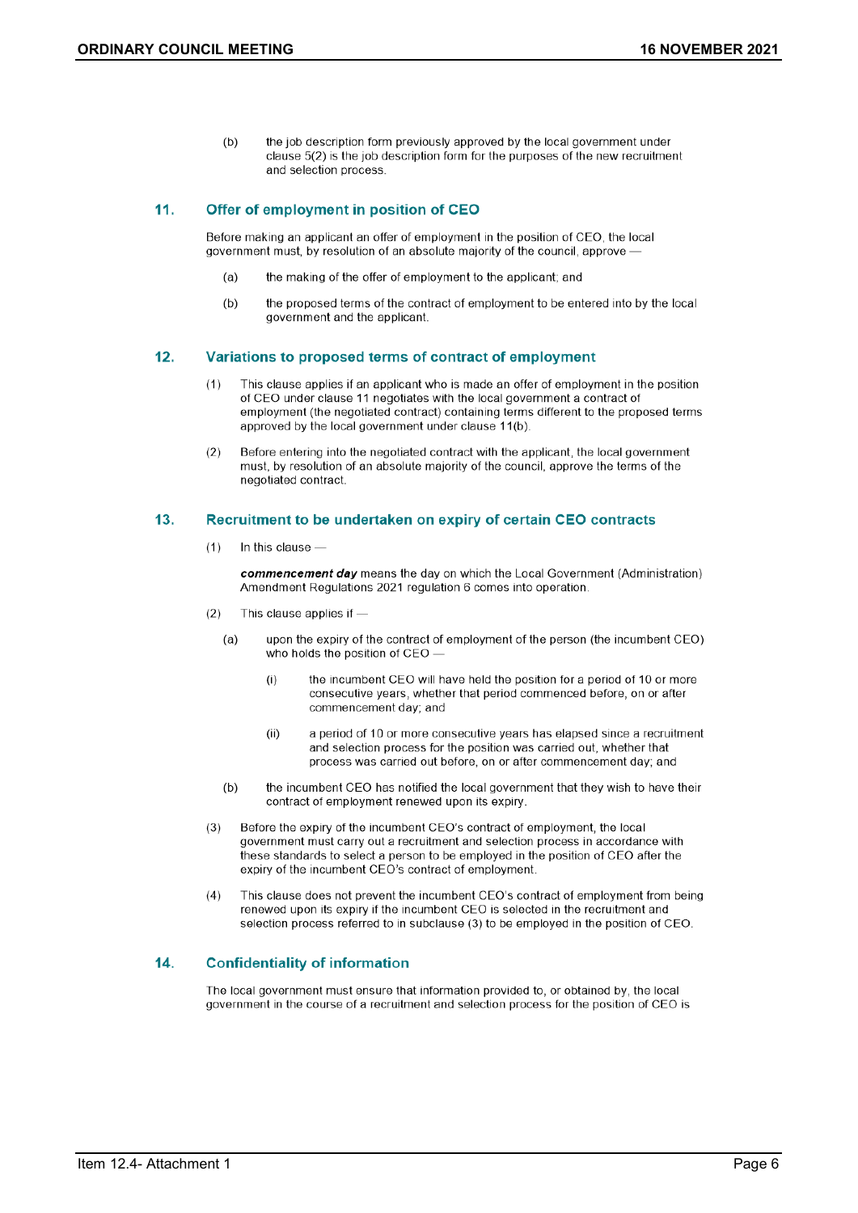(b) the job description form previously approved by the local government under clause 5(2) is the job description form for the purposes of the new recruitment and selection process.

## 11. Offer of employment in position of CEO

Before making an applicant an offer of employment in the position of CEO, the local government must, by resolution of an absolute majority of the council, approve —

(a) the making of the offer of employment to the applicant; and

(b) the proposed terms of the contract of employment to be entered into by the local government and the applicant.

## 12. Variations to proposed terms of contract of employment

(1) This clause applies if an applicant who is made an offer of employment in the position of CEO under clause 11 negotiates with the local government a contract of employment (the negotiated contract) containing terms different to the proposed terms approved by the local government under clause 11(b).

(2) Before entering into the negotiated contract with the applicant, the local government must, by resolution of an absolute majority of the council, approve the terms of the negotiated contract.

## 13. Recruitment to be undertaken on expiry of certain CEO contracts

(1) In this clause —

***commencement day*** means the day on which the Local Government (Administration) Amendment Regulations 2021 regulation 6 comes into operation.

(2) This clause applies if —

(a) upon the expiry of the contract of employment of the person (the incumbent CEO) who holds the position of CEO —

(i) the incumbent CEO will have held the position for a period of 10 or more consecutive years, whether that period commenced before, on or after commencement day; and

(ii) a period of 10 or more consecutive years has elapsed since a recruitment and selection process for the position was carried out, whether that process was carried out before, on or after commencement day; and

(b) the incumbent CEO has notified the local government that they wish to have their contract of employment renewed upon its expiry.

(3) Before the expiry of the incumbent CEO's contract of employment, the local government must carry out a recruitment and selection process in accordance with these standards to select a person to be employed in the position of CEO after the expiry of the incumbent CEO's contract of employment.

(4) This clause does not prevent the incumbent CEO's contract of employment from being renewed upon its expiry if the incumbent CEO is selected in the recruitment and selection process referred to in subclause (3) to be employed in the position of CEO.

## 14. Confidentiality of information

The local government must ensure that information provided to, or obtained by, the local government in the course of a recruitment and selection process for the position of CEO is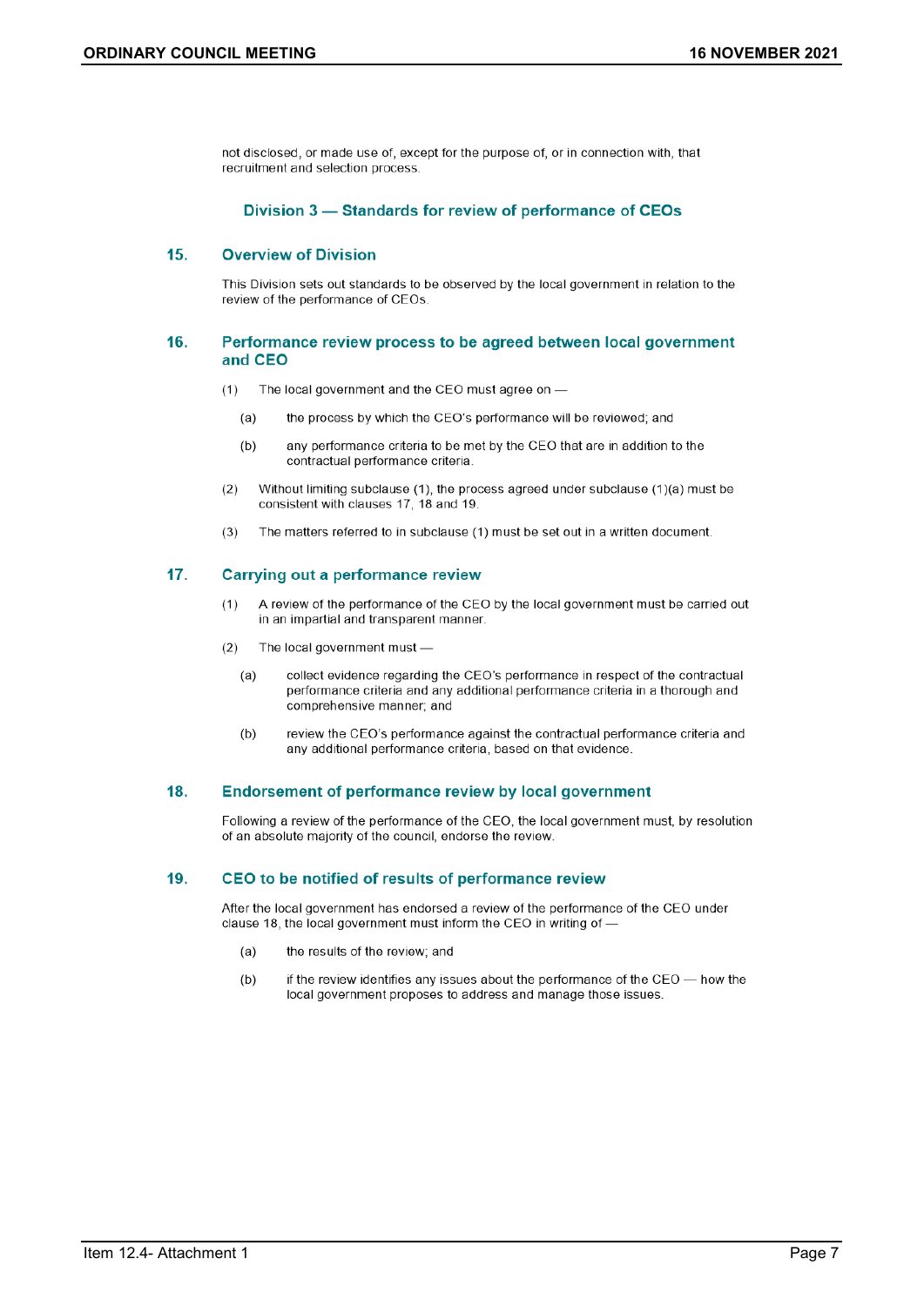not disclosed, or made use of, except for the purpose of, or in connection with, that recruitment and selection process.

## Division 3 — Standards for review of performance of CEOs

### 15. Overview of Division

This Division sets out standards to be observed by the local government in relation to the review of the performance of CEOs.

### 16. Performance review process to be agreed between local government and CEO

(1) The local government and the CEO must agree on —

(a) the process by which the CEO's performance will be reviewed; and

(b) any performance criteria to be met by the CEO that are in addition to the contractual performance criteria.

(2) Without limiting subclause (1), the process agreed under subclause (1)(a) must be consistent with clauses 17, 18 and 19.

(3) The matters referred to in subclause (1) must be set out in a written document.

### 17. Carrying out a performance review

(1) A review of the performance of the CEO by the local government must be carried out in an impartial and transparent manner.

(2) The local government must —

(a) collect evidence regarding the CEO's performance in respect of the contractual performance criteria and any additional performance criteria in a thorough and comprehensive manner; and

(b) review the CEO's performance against the contractual performance criteria and any additional performance criteria, based on that evidence.

### 18. Endorsement of performance review by local government

Following a review of the performance of the CEO, the local government must, by resolution of an absolute majority of the council, endorse the review.

### 19. CEO to be notified of results of performance review

After the local government has endorsed a review of the performance of the CEO under clause 18, the local government must inform the CEO in writing of —

(a) the results of the review; and

(b) if the review identifies any issues about the performance of the CEO — how the local government proposes to address and manage those issues.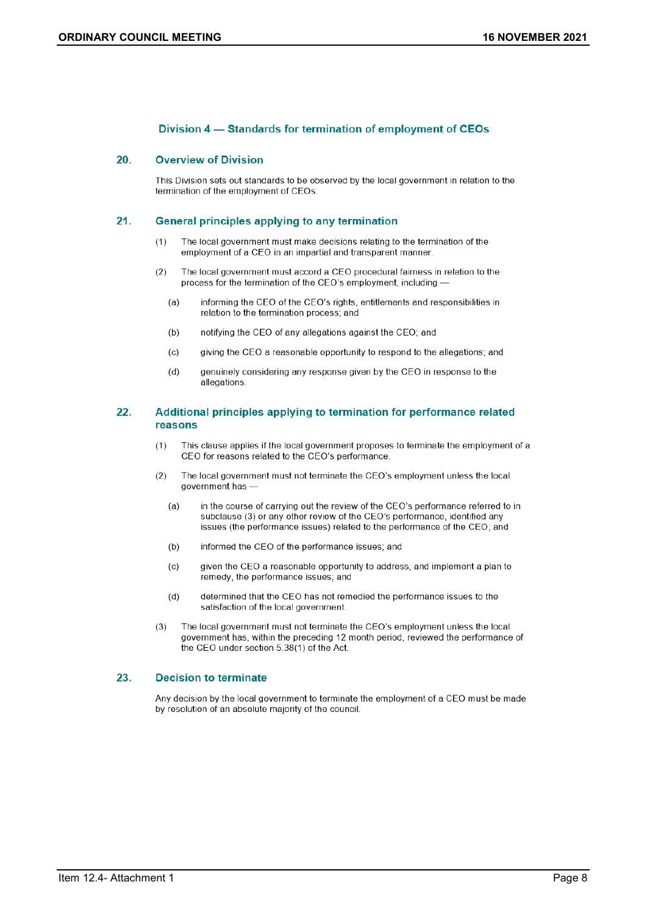## Division 4 — Standards for termination of employment of CEOs

### 20. Overview of Division

This Division sets out standards to be observed by the local government in relation to the termination of the employment of CEOs.

### 21. General principles applying to any termination

(1) The local government must make decisions relating to the termination of the employment of a CEO in an impartial and transparent manner.

(2) The local government must accord a CEO procedural fairness in relation to the process for the termination of the CEO's employment, including —

  (a) informing the CEO of the CEO's rights, entitlements and responsibilities in relation to the termination process; and

  (b) notifying the CEO of any allegations against the CEO; and

  (c) giving the CEO a reasonable opportunity to respond to the allegations; and

  (d) genuinely considering any response given by the CEO in response to the allegations.

### 22. Additional principles applying to termination for performance related reasons

(1) This clause applies if the local government proposes to terminate the employment of a CEO for reasons related to the CEO's performance.

(2) The local government must not terminate the CEO's employment unless the local government has —

  (a) in the course of carrying out the review of the CEO's performance referred to in subclause (3) or any other review of the CEO's performance, identified any issues (the performance issues) related to the performance of the CEO; and

  (b) informed the CEO of the performance issues; and

  (c) given the CEO a reasonable opportunity to address, and implement a plan to remedy, the performance issues; and

  (d) determined that the CEO has not remedied the performance issues to the satisfaction of the local government.

(3) The local government must not terminate the CEO's employment unless the local government has, within the preceding 12 month period, reviewed the performance of the CEO under section 5.38(1) of the Act.

### 23. Decision to terminate

Any decision by the local government to terminate the employment of a CEO must be made by resolution of an absolute majority of the council.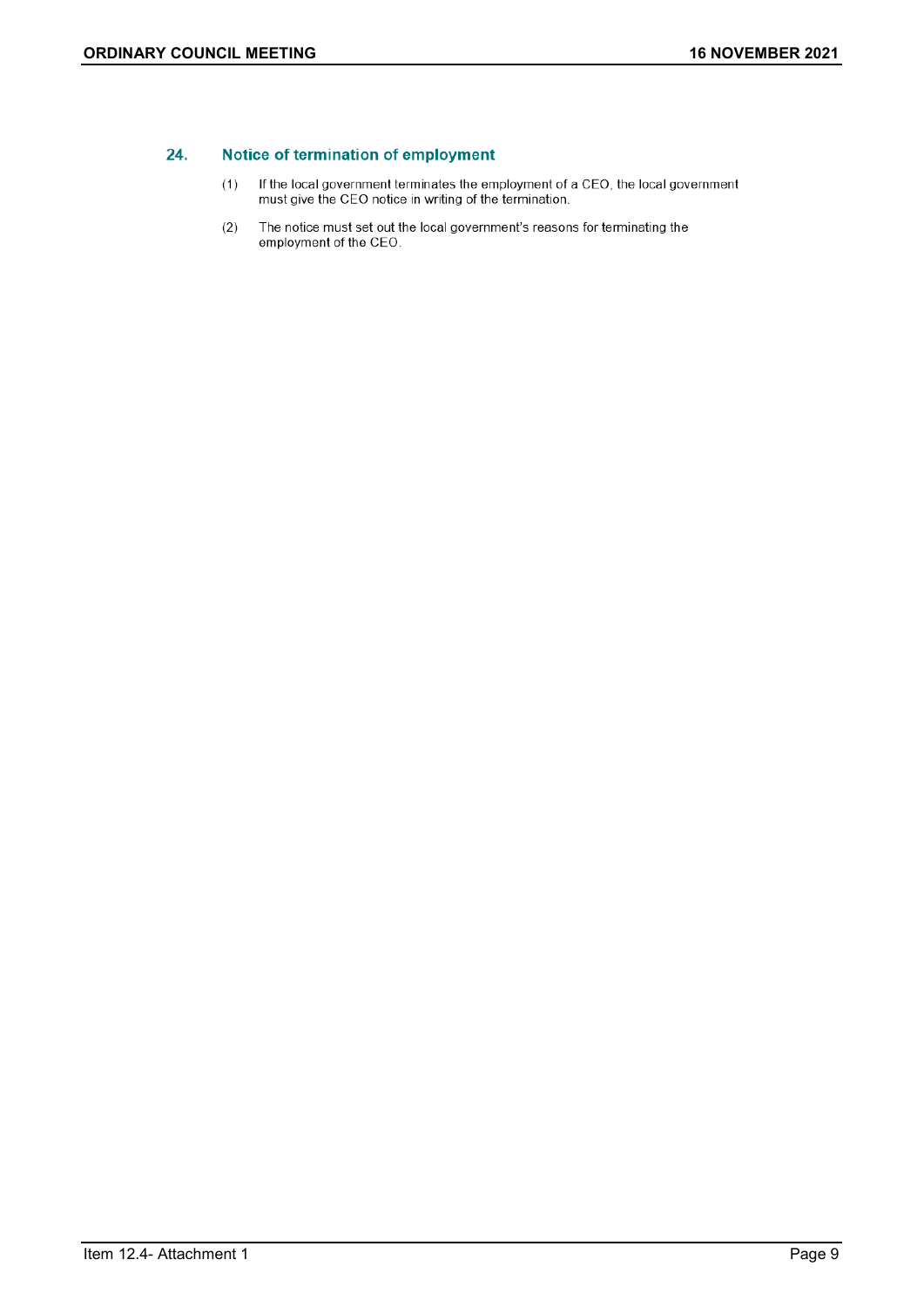## 24. Notice of termination of employment

(1) If the local government terminates the employment of a CEO, the local government must give the CEO notice in writing of the termination.

(2) The notice must set out the local government's reasons for terminating the employment of the CEO.